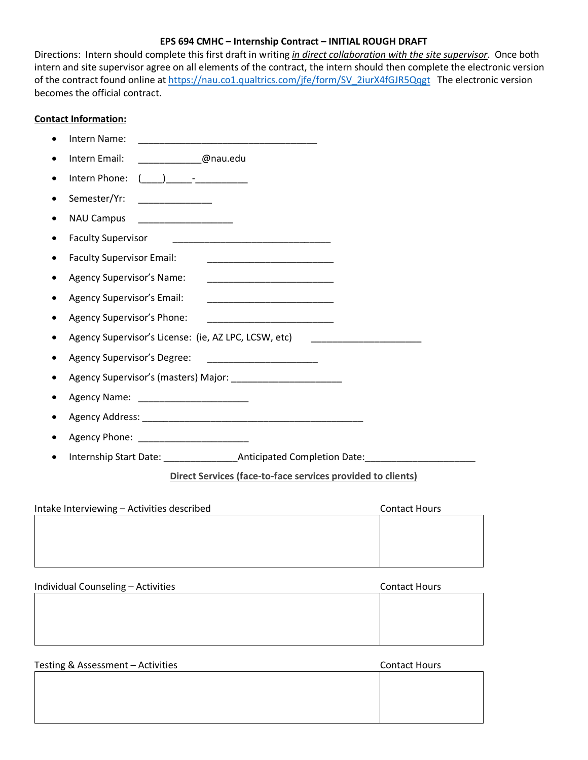# EPS 694 CMHC – Internship Contract – INITIAL ROUGH DRAFT

Directions: Intern should complete this first draft in writing *in direct collaboration with the site supervisor*. Once both intern and site supervisor agree on all elements of the contract, the intern should then complete the electronic version of the contract found online at https://nau.co1.qualtrics.com/jfe/form/SV_2iurX4fGJR5Qqgt The electronic version becomes the official contract.

**Contact Information:**

- Intern Name: ___________________________________
- Intern Email: ____________@nau.edu
- Intern Phone: (____)_____-__________
- Semester/Yr: ______________
- NAU Campus __________________
- Faculty Supervisor ______________________________
- Faculty Supervisor Email: ________________________
- Agency Supervisor's Name: ________________________
- Agency Supervisor's Email: ________________________
- Agency Supervisor's Phone: ________________________
- Agency Supervisor's License: (ie, AZ LPC, LCSW, etc) _____________________
- Agency Supervisor's Degree: _____________________
- Agency Supervisor's (masters) Major: _____________________
- Agency Name: _____________________
- Agency Address: ___________________________________________
- Agency Phone: _____________________
- Internship Start Date: ______________Anticipated Completion Date:_____________________

## Direct Services (face-to-face services provided to clients)

| Intake Interviewing – Activities described | Contact Hours |
| --- | --- |
| | |

| Individual Counseling – Activities | Contact Hours |
| --- | --- |
| | |

| Testing & Assessment – Activities | Contact Hours |
| --- | --- |
| | |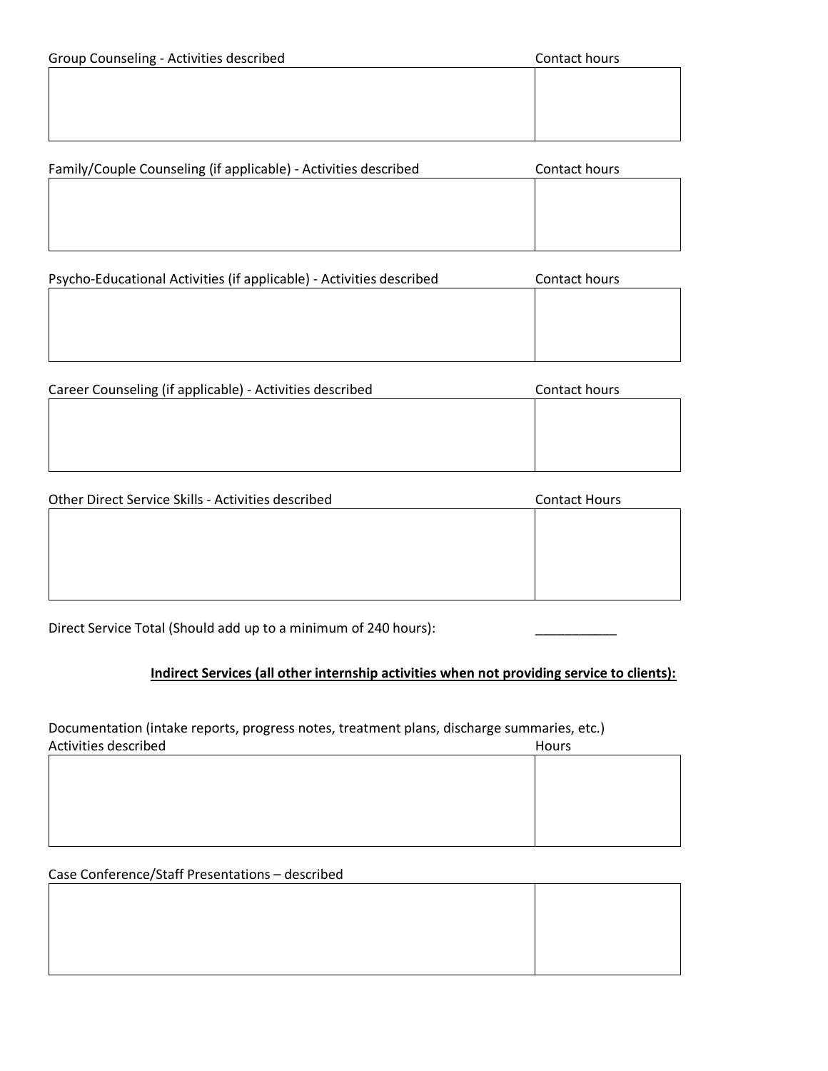| Group Counseling - Activities described | Contact hours |
| --- | --- |
| | |

| Family/Couple Counseling (if applicable) - Activities described | Contact hours |
| --- | --- |
| | |

| Psycho-Educational Activities (if applicable) - Activities described | Contact hours |
| --- | --- |
| | |

| Career Counseling (if applicable) - Activities described | Contact hours |
| --- | --- |
| | |

| Other Direct Service Skills - Activities described | Contact Hours |
| --- | --- |
| | |

Direct Service Total (Should add up to a minimum of 240 hours): ___________

**Indirect Services (all other internship activities when not providing service to clients):**

Documentation (intake reports, progress notes, treatment plans, discharge summaries, etc.)

| Activities described | Hours |
| --- | --- |
| | |

Case Conference/Staff Presentations – described

| | |
| --- | --- |
| | |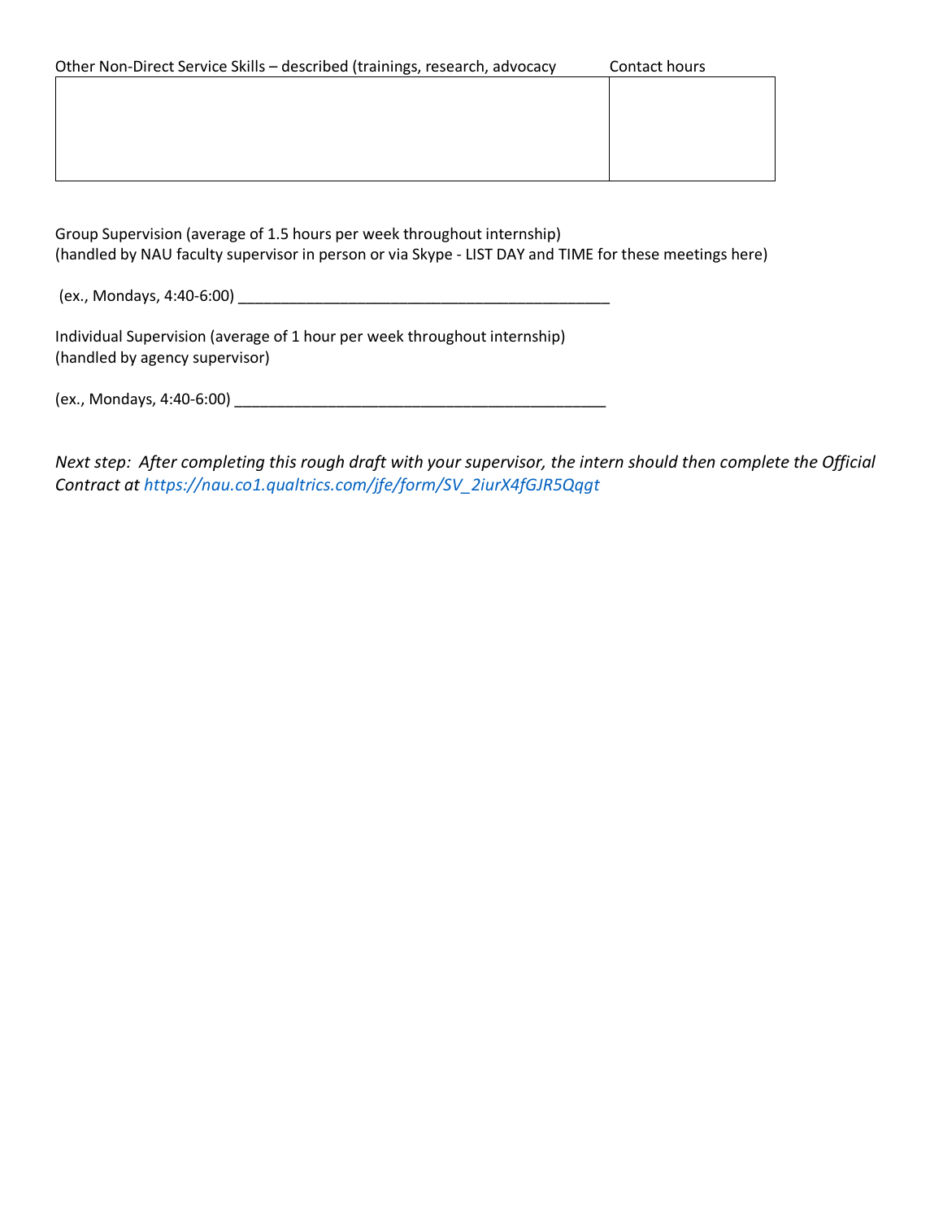| Other Non-Direct Service Skills – described (trainings, research, advocacy | Contact hours |
|---|---|
| | |

Group Supervision (average of 1.5 hours per week throughout internship)
(handled by NAU faculty supervisor in person or via Skype - LIST DAY and TIME for these meetings here)

(ex., Mondays, 4:40-6:00) ____________________________________________

Individual Supervision (average of 1 hour per week throughout internship)
(handled by agency supervisor)

(ex., Mondays, 4:40-6:00) ____________________________________________

*Next step: After completing this rough draft with your supervisor, the intern should then complete the Official Contract at https://nau.co1.qualtrics.com/jfe/form/SV_2iurX4fGJR5Qqgt*